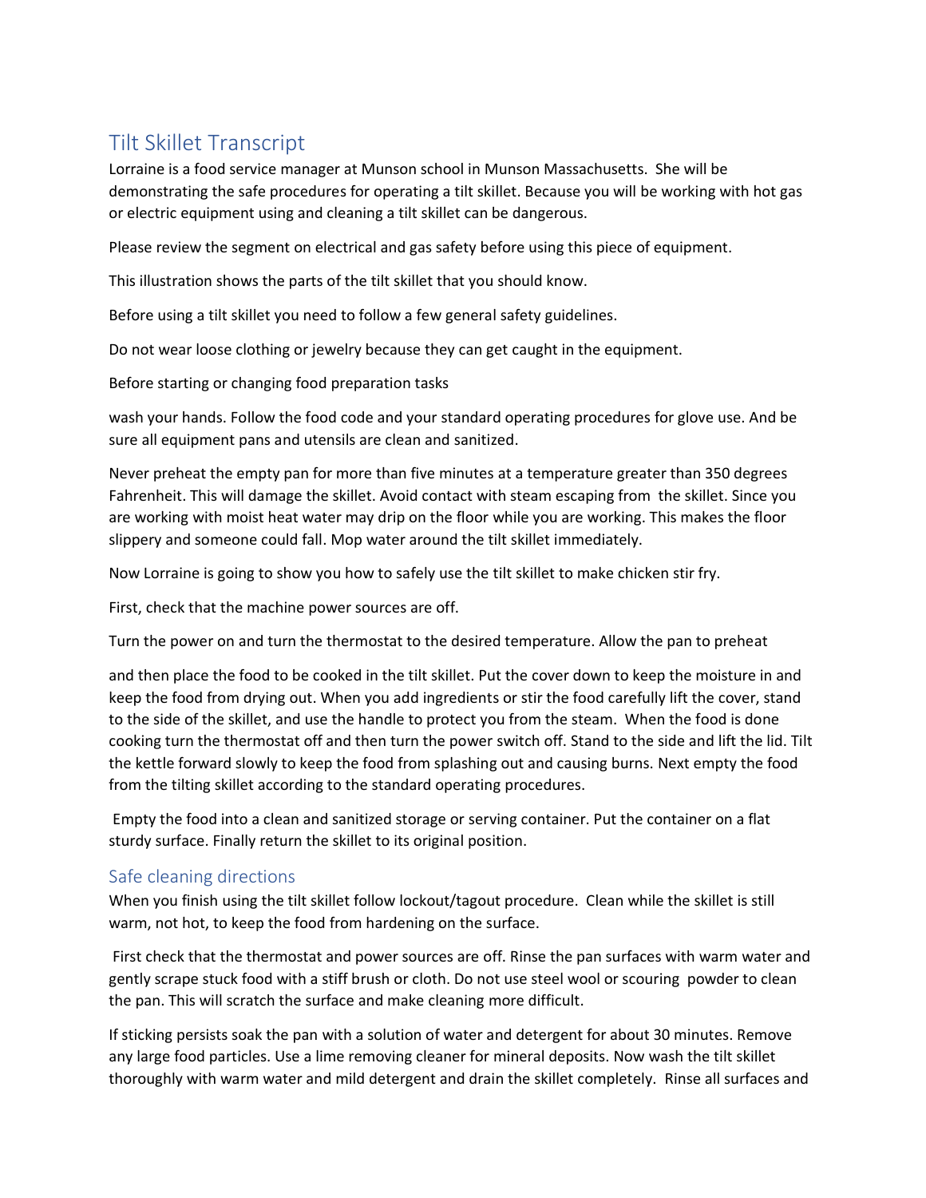# Tilt Skillet Transcript

Lorraine is a food service manager at Munson school in Munson Massachusetts. She will be demonstrating the safe procedures for operating a tilt skillet. Because you will be working with hot gas or electric equipment using and cleaning a tilt skillet can be dangerous.

Please review the segment on electrical and gas safety before using this piece of equipment.

This illustration shows the parts of the tilt skillet that you should know.

Before using a tilt skillet you need to follow a few general safety guidelines.

Do not wear loose clothing or jewelry because they can get caught in the equipment.

Before starting or changing food preparation tasks

wash your hands. Follow the food code and your standard operating procedures for glove use. And be sure all equipment pans and utensils are clean and sanitized.

Never preheat the empty pan for more than five minutes at a temperature greater than 350 degrees Fahrenheit. This will damage the skillet. Avoid contact with steam escaping from the skillet. Since you are working with moist heat water may drip on the floor while you are working. This makes the floor slippery and someone could fall. Mop water around the tilt skillet immediately.

Now Lorraine is going to show you how to safely use the tilt skillet to make chicken stir fry.

First, check that the machine power sources are off.

Turn the power on and turn the thermostat to the desired temperature. Allow the pan to preheat

and then place the food to be cooked in the tilt skillet. Put the cover down to keep the moisture in and keep the food from drying out. When you add ingredients or stir the food carefully lift the cover, stand to the side of the skillet, and use the handle to protect you from the steam. When the food is done cooking turn the thermostat off and then turn the power switch off. Stand to the side and lift the lid. Tilt the kettle forward slowly to keep the food from splashing out and causing burns. Next empty the food from the tilting skillet according to the standard operating procedures.

Empty the food into a clean and sanitized storage or serving container. Put the container on a flat sturdy surface. Finally return the skillet to its original position.

## Safe cleaning directions

When you finish using the tilt skillet follow lockout/tagout procedure. Clean while the skillet is still warm, not hot, to keep the food from hardening on the surface.

First check that the thermostat and power sources are off. Rinse the pan surfaces with warm water and gently scrape stuck food with a stiff brush or cloth. Do not use steel wool or scouring powder to clean the pan. This will scratch the surface and make cleaning more difficult.

If sticking persists soak the pan with a solution of water and detergent for about 30 minutes. Remove any large food particles. Use a lime removing cleaner for mineral deposits. Now wash the tilt skillet thoroughly with warm water and mild detergent and drain the skillet completely. Rinse all surfaces and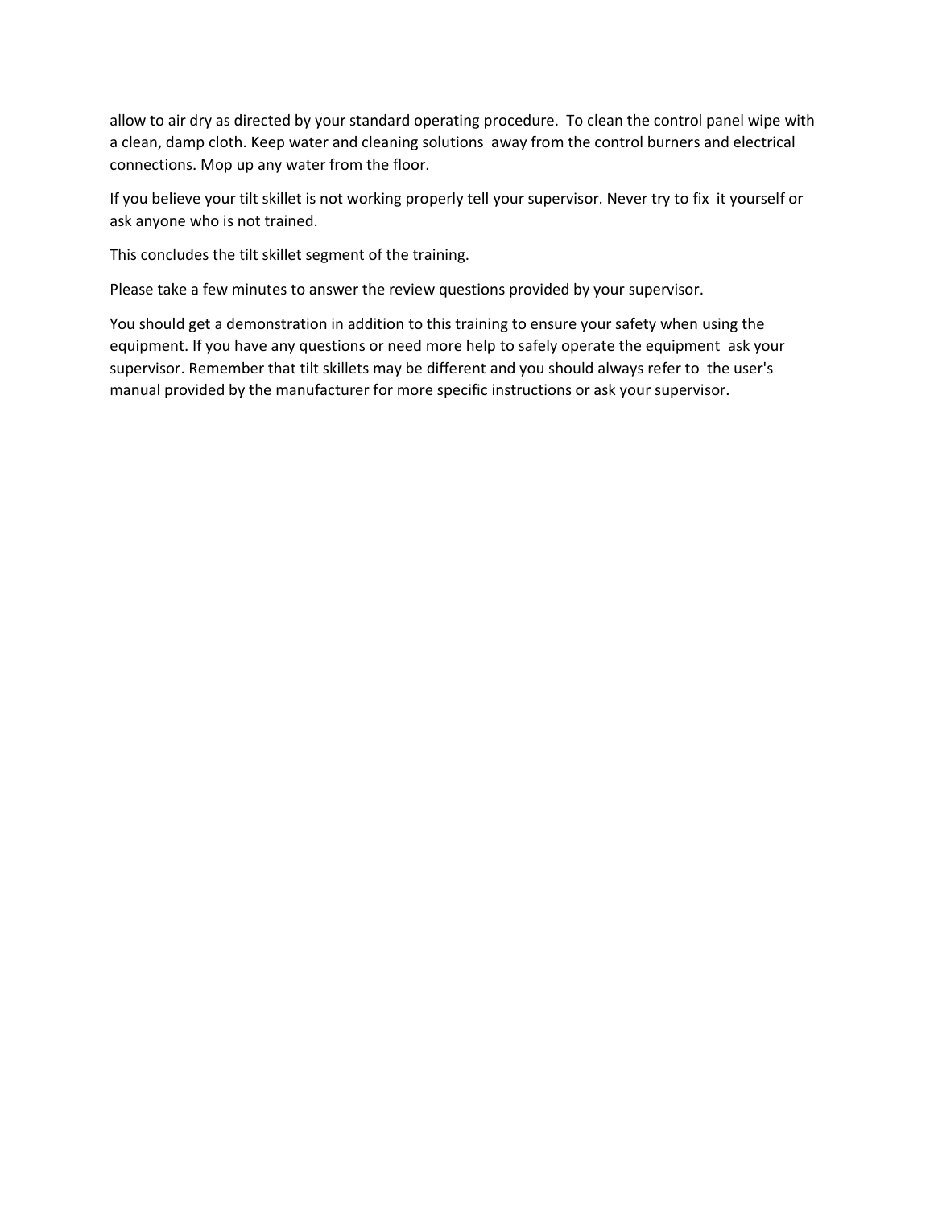allow to air dry as directed by your standard operating procedure. To clean the control panel wipe with a clean, damp cloth. Keep water and cleaning solutions away from the control burners and electrical connections. Mop up any water from the floor.

If you believe your tilt skillet is not working properly tell your supervisor. Never try to fix it yourself or ask anyone who is not trained.

This concludes the tilt skillet segment of the training.

Please take a few minutes to answer the review questions provided by your supervisor.

You should get a demonstration in addition to this training to ensure your safety when using the equipment. If you have any questions or need more help to safely operate the equipment ask your supervisor. Remember that tilt skillets may be different and you should always refer to the user's manual provided by the manufacturer for more specific instructions or ask your supervisor.